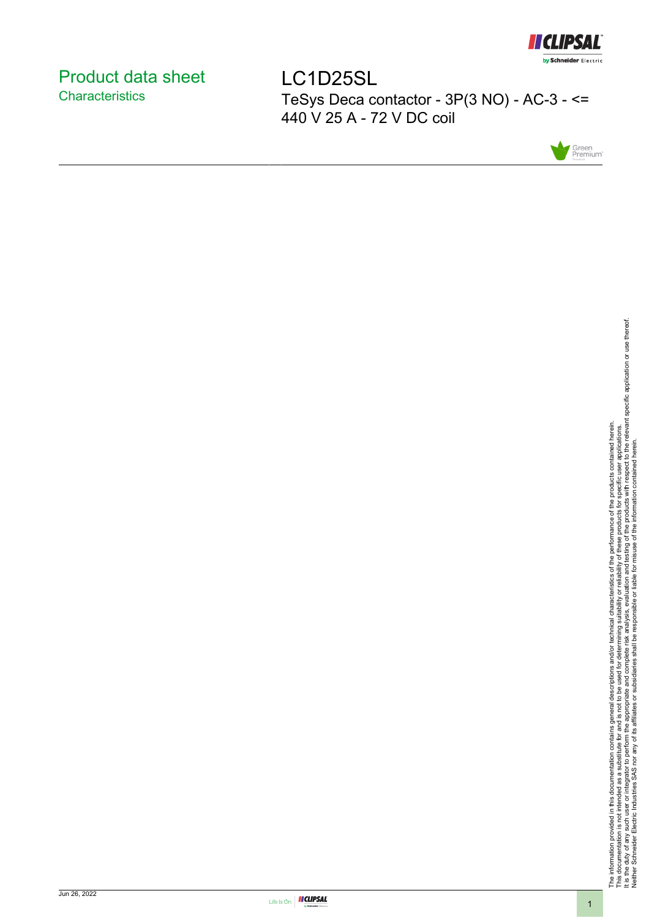# Product data sheet
## Characteristics

# LC1D25SL

TeSys Deca contactor - 3P(3 NO) - AC-3 - <= 440 V 25 A - 72 V DC coil

The information provided in this documentation contains general descriptions and/or technical characteristics of the performance of the products contained herein.
This documentation is not intended as a substitute for and is not to be used for determining suitability or reliability of these products for specific user applications.
It is the duty of any such user or integrator to perform the appropriate and complete risk analysis, evaluation and testing of the products with respect to the relevant specific application or use thereof.
Neither Schneider Electric Industries SAS nor any of its affiliates or subsidiaries shall be responsible or liable for misuse of the information contained herein.

Jun 26, 2022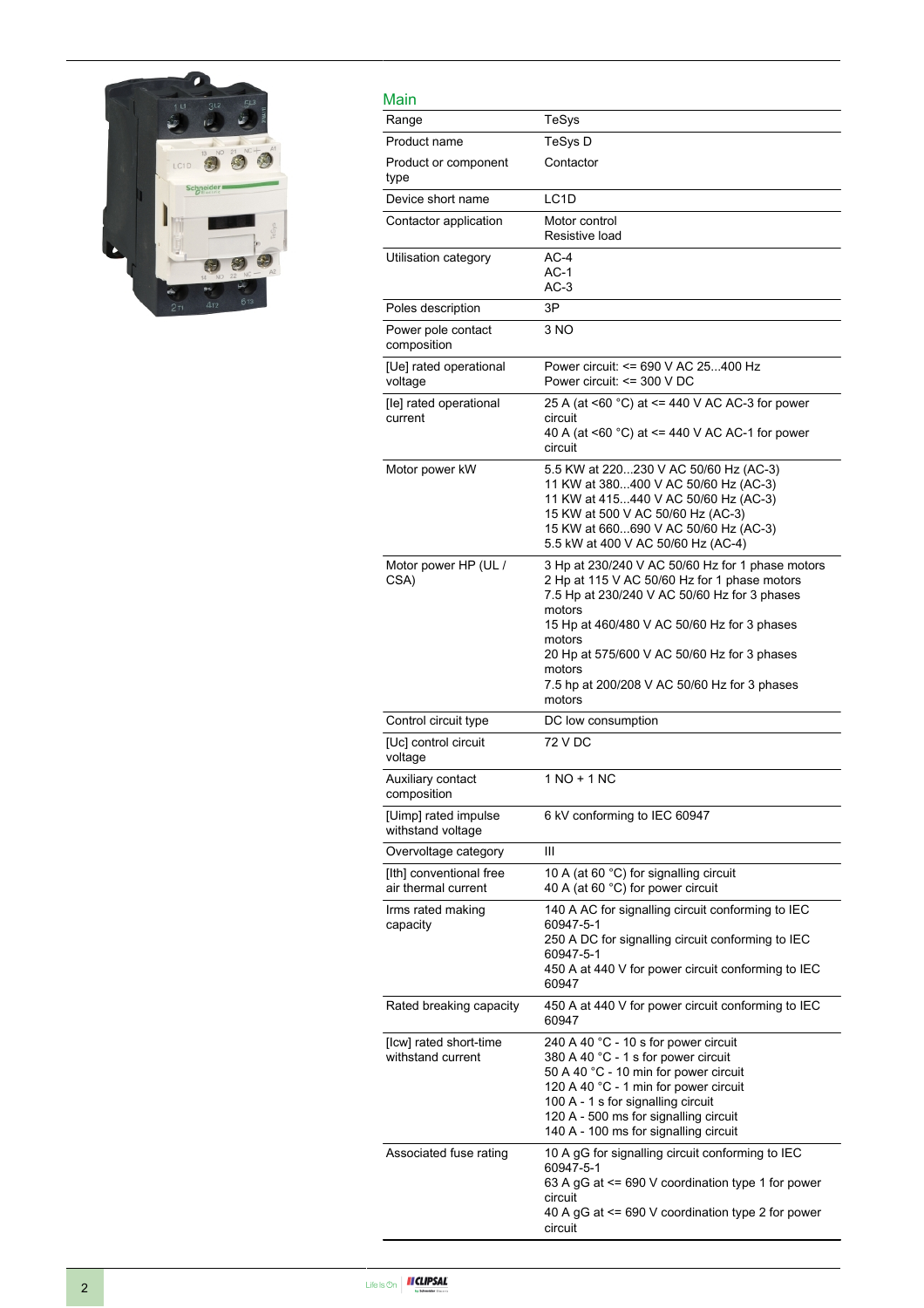## Main

| | |
|---|---|
| Range | TeSys |
| Product name | TeSys D |
| Product or component type | Contactor |
| Device short name | LC1D |
| Contactor application | Motor control<br>Resistive load |
| Utilisation category | AC-4<br>AC-1<br>AC-3 |
| Poles description | 3P |
| Power pole contact composition | 3 NO |
| [Ue] rated operational voltage | Power circuit: <= 690 V AC 25...400 Hz<br>Power circuit: <= 300 V DC |
| [Ie] rated operational current | 25 A (at <60 °C) at <= 440 V AC AC-3 for power circuit<br>40 A (at <60 °C) at <= 440 V AC AC-1 for power circuit |
| Motor power kW | 5.5 KW at 220...230 V AC 50/60 Hz (AC-3)<br>11 KW at 380...400 V AC 50/60 Hz (AC-3)<br>11 KW at 415...440 V AC 50/60 Hz (AC-3)<br>15 KW at 500 V AC 50/60 Hz (AC-3)<br>15 KW at 660...690 V AC 50/60 Hz (AC-3)<br>5.5 kW at 400 V AC 50/60 Hz (AC-4) |
| Motor power HP (UL / CSA) | 3 Hp at 230/240 V AC 50/60 Hz for 1 phase motors<br>2 Hp at 115 V AC 50/60 Hz for 1 phase motors<br>7.5 Hp at 230/240 V AC 50/60 Hz for 3 phases motors<br>15 Hp at 460/480 V AC 50/60 Hz for 3 phases motors<br>20 Hp at 575/600 V AC 50/60 Hz for 3 phases motors<br>7.5 hp at 200/208 V AC 50/60 Hz for 3 phases motors |
| Control circuit type | DC low consumption |
| [Uc] control circuit voltage | 72 V DC |
| Auxiliary contact composition | 1 NO + 1 NC |
| [Uimp] rated impulse withstand voltage | 6 kV conforming to IEC 60947 |
| Overvoltage category | III |
| [Ith] conventional free air thermal current | 10 A (at 60 °C) for signalling circuit<br>40 A (at 60 °C) for power circuit |
| Irms rated making capacity | 140 A AC for signalling circuit conforming to IEC 60947-5-1<br>250 A DC for signalling circuit conforming to IEC 60947-5-1<br>450 A at 440 V for power circuit conforming to IEC 60947 |
| Rated breaking capacity | 450 A at 440 V for power circuit conforming to IEC 60947 |
| [Icw] rated short-time withstand current | 240 A 40 °C - 10 s for power circuit<br>380 A 40 °C - 1 s for power circuit<br>50 A 40 °C - 10 min for power circuit<br>120 A 40 °C - 1 min for power circuit<br>100 A - 1 s for signalling circuit<br>120 A - 500 ms for signalling circuit<br>140 A - 100 ms for signalling circuit |
| Associated fuse rating | 10 A gG for signalling circuit conforming to IEC 60947-5-1<br>63 A gG at <= 690 V coordination type 1 for power circuit<br>40 A gG at <= 690 V coordination type 2 for power circuit |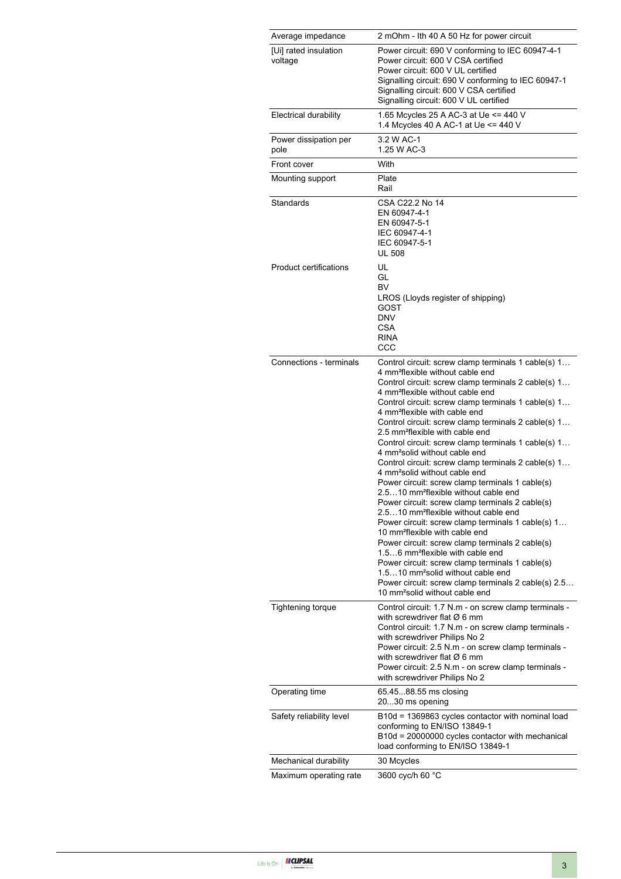| | |
|---|---|
| Average impedance | 2 mOhm - Ith 40 A 50 Hz for power circuit |
| [Ui] rated insulation voltage | Power circuit: 690 V conforming to IEC 60947-4-1<br>Power circuit: 600 V CSA certified<br>Power circuit: 600 V UL certified<br>Signalling circuit: 690 V conforming to IEC 60947-1<br>Signalling circuit: 600 V CSA certified<br>Signalling circuit: 600 V UL certified |
| Electrical durability | 1.65 Mcycles 25 A AC-3 at Ue <= 440 V<br>1.4 Mcycles 40 A AC-1 at Ue <= 440 V |
| Power dissipation per pole | 3.2 W AC-1<br>1.25 W AC-3 |
| Front cover | With |
| Mounting support | Plate<br>Rail |
| Standards | CSA C22.2 No 14<br>EN 60947-4-1<br>EN 60947-5-1<br>IEC 60947-4-1<br>IEC 60947-5-1<br>UL 508 |
| Product certifications | UL<br>GL<br>BV<br>LROS (Lloyds register of shipping)<br>GOST<br>DNV<br>CSA<br>RINA<br>CCC |
| Connections - terminals | Control circuit: screw clamp terminals 1 cable(s) 1…4 mm²flexible without cable end<br>Control circuit: screw clamp terminals 2 cable(s) 1…4 mm²flexible without cable end<br>Control circuit: screw clamp terminals 1 cable(s) 1…4 mm²flexible with cable end<br>Control circuit: screw clamp terminals 2 cable(s) 1…2.5 mm²flexible with cable end<br>Control circuit: screw clamp terminals 1 cable(s) 1…4 mm²solid without cable end<br>Control circuit: screw clamp terminals 2 cable(s) 1…4 mm²solid without cable end<br>Power circuit: screw clamp terminals 1 cable(s) 2.5…10 mm²flexible without cable end<br>Power circuit: screw clamp terminals 2 cable(s) 2.5…10 mm²flexible without cable end<br>Power circuit: screw clamp terminals 1 cable(s) 1…10 mm²flexible with cable end<br>Power circuit: screw clamp terminals 2 cable(s) 1.5…6 mm²flexible with cable end<br>Power circuit: screw clamp terminals 1 cable(s) 1.5…10 mm²solid without cable end<br>Power circuit: screw clamp terminals 2 cable(s) 2.5…10 mm²solid without cable end |
| Tightening torque | Control circuit: 1.7 N.m - on screw clamp terminals - with screwdriver flat Ø 6 mm<br>Control circuit: 1.7 N.m - on screw clamp terminals - with screwdriver Philips No 2<br>Power circuit: 2.5 N.m - on screw clamp terminals - with screwdriver flat Ø 6 mm<br>Power circuit: 2.5 N.m - on screw clamp terminals - with screwdriver Philips No 2 |
| Operating time | 65.45...88.55 ms closing<br>20...30 ms opening |
| Safety reliability level | B10d = 1369863 cycles contactor with nominal load conforming to EN/ISO 13849-1<br>B10d = 20000000 cycles contactor with mechanical load conforming to EN/ISO 13849-1 |
| Mechanical durability | 30 Mcycles |
| Maximum operating rate | 3600 cyc/h 60 °C |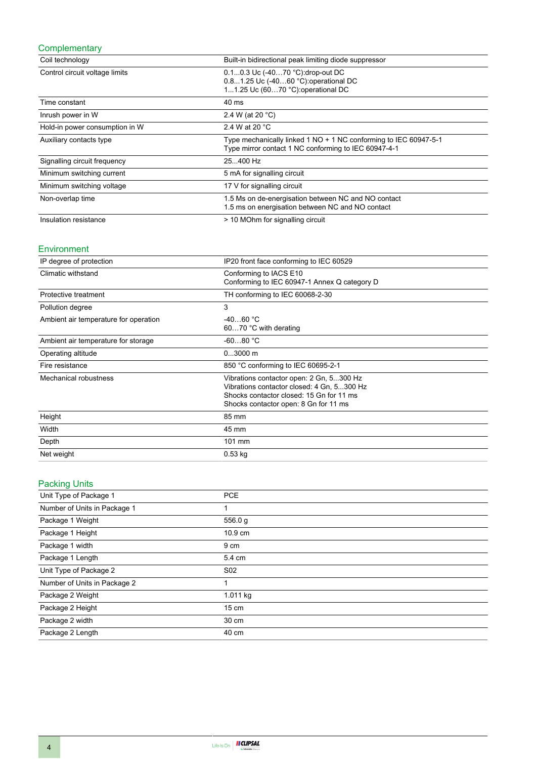## Complementary

| | |
|---|---|
| Coil technology | Built-in bidirectional peak limiting diode suppressor |
| Control circuit voltage limits | 0.1...0.3 Uc (-40…70 °C):drop-out DC<br>0.8...1.25 Uc (-40…60 °C):operational DC<br>1...1.25 Uc (60…70 °C):operational DC |
| Time constant | 40 ms |
| Inrush power in W | 2.4 W (at 20 °C) |
| Hold-in power consumption in W | 2.4 W at 20 °C |
| Auxiliary contacts type | Type mechanically linked 1 NO + 1 NC conforming to IEC 60947-5-1<br>Type mirror contact 1 NC conforming to IEC 60947-4-1 |
| Signalling circuit frequency | 25...400 Hz |
| Minimum switching current | 5 mA for signalling circuit |
| Minimum switching voltage | 17 V for signalling circuit |
| Non-overlap time | 1.5 Ms on de-energisation between NC and NO contact<br>1.5 ms on energisation between NC and NO contact |
| Insulation resistance | > 10 MOhm for signalling circuit |

## Environment

| | |
|---|---|
| IP degree of protection | IP20 front face conforming to IEC 60529 |
| Climatic withstand | Conforming to IACS E10<br>Conforming to IEC 60947-1 Annex Q category D |
| Protective treatment | TH conforming to IEC 60068-2-30 |
| Pollution degree | 3 |
| Ambient air temperature for operation | -40…60 °C<br>60…70 °C with derating |
| Ambient air temperature for storage | -60...80 °C |
| Operating altitude | 0...3000 m |
| Fire resistance | 850 °C conforming to IEC 60695-2-1 |
| Mechanical robustness | Vibrations contactor open: 2 Gn, 5...300 Hz<br>Vibrations contactor closed: 4 Gn, 5...300 Hz<br>Shocks contactor closed: 15 Gn for 11 ms<br>Shocks contactor open: 8 Gn for 11 ms |
| Height | 85 mm |
| Width | 45 mm |
| Depth | 101 mm |
| Net weight | 0.53 kg |

## Packing Units

| | |
|---|---|
| Unit Type of Package 1 | PCE |
| Number of Units in Package 1 | 1 |
| Package 1 Weight | 556.0 g |
| Package 1 Height | 10.9 cm |
| Package 1 width | 9 cm |
| Package 1 Length | 5.4 cm |
| Unit Type of Package 2 | S02 |
| Number of Units in Package 2 | 1 |
| Package 2 Weight | 1.011 kg |
| Package 2 Height | 15 cm |
| Package 2 width | 30 cm |
| Package 2 Length | 40 cm |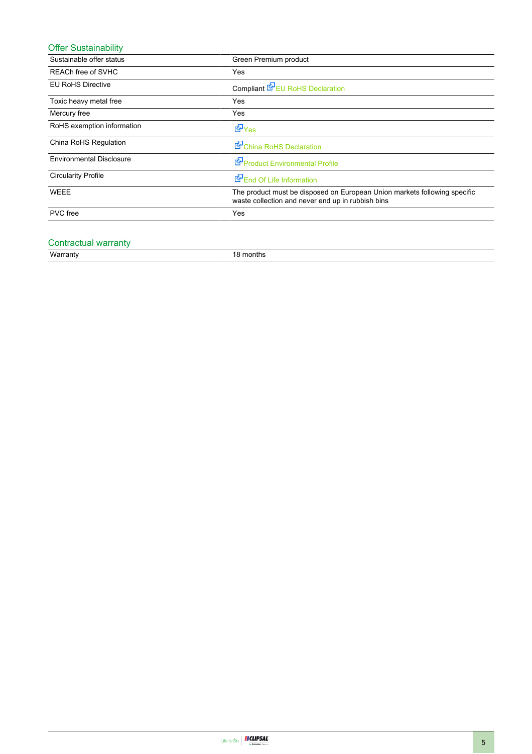## Offer Sustainability

| | |
|---|---|
| Sustainable offer status | Green Premium product |
| REACh free of SVHC | Yes |
| EU RoHS Directive | Compliant EU RoHS Declaration |
| Toxic heavy metal free | Yes |
| Mercury free | Yes |
| RoHS exemption information | Yes |
| China RoHS Regulation | China RoHS Declaration |
| Environmental Disclosure | Product Environmental Profile |
| Circularity Profile | End Of Life Information |
| WEEE | The product must be disposed on European Union markets following specific waste collection and never end up in rubbish bins |
| PVC free | Yes |

## Contractual warranty

| | |
|---|---|
| Warranty | 18 months |